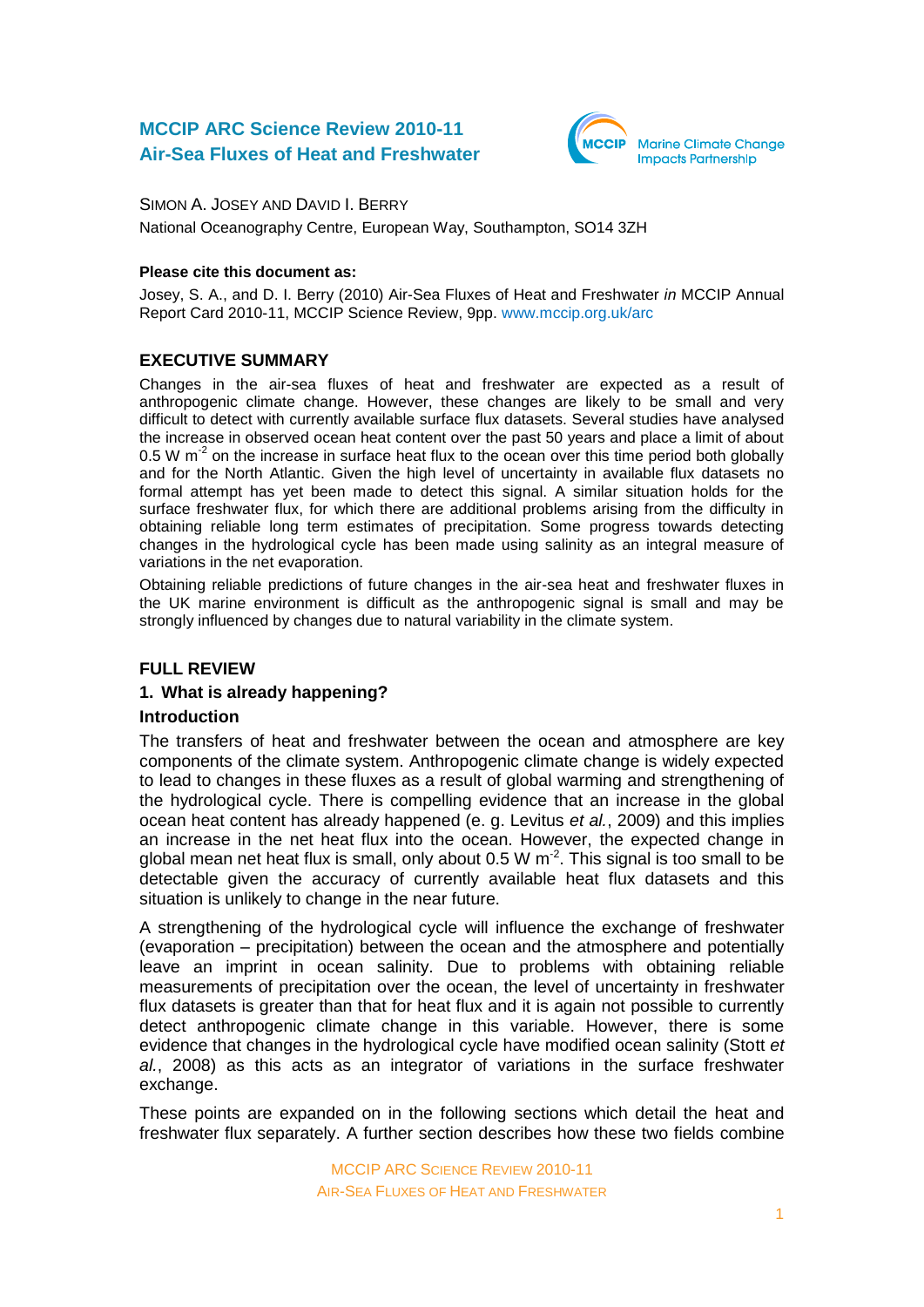# MCCIP ARC Science Review 2010-11
# Air-Sea Fluxes of Heat and Freshwater

Simon A. Josey and David I. Berry

National Oceanography Centre, European Way, Southampton, SO14 3ZH

**Please cite this document as:**

Josey, S. A., and D. I. Berry (2010) Air-Sea Fluxes of Heat and Freshwater *in* MCCIP Annual Report Card 2010-11, MCCIP Science Review, 9pp. www.mccip.org.uk/arc

## EXECUTIVE SUMMARY

Changes in the air-sea fluxes of heat and freshwater are expected as a result of anthropogenic climate change. However, these changes are likely to be small and very difficult to detect with currently available surface flux datasets. Several studies have analysed the increase in observed ocean heat content over the past 50 years and place a limit of about 0.5 W $m^{-2}$ on the increase in surface heat flux to the ocean over this time period both globally and for the North Atlantic. Given the high level of uncertainty in available flux datasets no formal attempt has yet been made to detect this signal. A similar situation holds for the surface freshwater flux, for which there are additional problems arising from the difficulty in obtaining reliable long term estimates of precipitation. Some progress towards detecting changes in the hydrological cycle has been made using salinity as an integral measure of variations in the net evaporation.

Obtaining reliable predictions of future changes in the air-sea heat and freshwater fluxes in the UK marine environment is difficult as the anthropogenic signal is small and may be strongly influenced by changes due to natural variability in the climate system.

## FULL REVIEW

### 1. What is already happening?

#### Introduction

The transfers of heat and freshwater between the ocean and atmosphere are key components of the climate system. Anthropogenic climate change is widely expected to lead to changes in these fluxes as a result of global warming and strengthening of the hydrological cycle. There is compelling evidence that an increase in the global ocean heat content has already happened (e. g. Levitus *et al.*, 2009) and this implies an increase in the net heat flux into the ocean. However, the expected change in global mean net heat flux is small, only about 0.5 W $m^{-2}$. This signal is too small to be detectable given the accuracy of currently available heat flux datasets and this situation is unlikely to change in the near future.

A strengthening of the hydrological cycle will influence the exchange of freshwater (evaporation – precipitation) between the ocean and the atmosphere and potentially leave an imprint in ocean salinity. Due to problems with obtaining reliable measurements of precipitation over the ocean, the level of uncertainty in freshwater flux datasets is greater than that for heat flux and it is again not possible to currently detect anthropogenic climate change in this variable. However, there is some evidence that changes in the hydrological cycle have modified ocean salinity (Stott *et al.*, 2008) as this acts as an integrator of variations in the surface freshwater exchange.

These points are expanded on in the following sections which detail the heat and freshwater flux separately. A further section describes how these two fields combine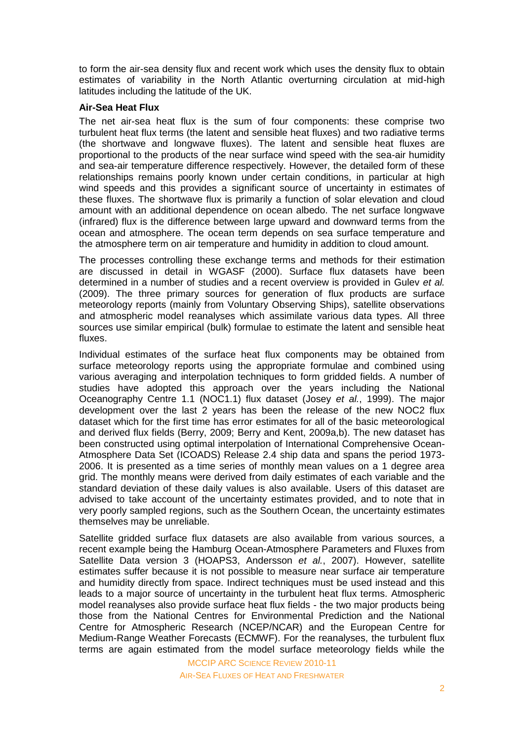to form the air-sea density flux and recent work which uses the density flux to obtain estimates of variability in the North Atlantic overturning circulation at mid-high latitudes including the latitude of the UK.

**Air-Sea Heat Flux**

The net air-sea heat flux is the sum of four components: these comprise two turbulent heat flux terms (the latent and sensible heat fluxes) and two radiative terms (the shortwave and longwave fluxes). The latent and sensible heat fluxes are proportional to the products of the near surface wind speed with the sea-air humidity and sea-air temperature difference respectively. However, the detailed form of these relationships remains poorly known under certain conditions, in particular at high wind speeds and this provides a significant source of uncertainty in estimates of these fluxes. The shortwave flux is primarily a function of solar elevation and cloud amount with an additional dependence on ocean albedo. The net surface longwave (infrared) flux is the difference between large upward and downward terms from the ocean and atmosphere. The ocean term depends on sea surface temperature and the atmosphere term on air temperature and humidity in addition to cloud amount.

The processes controlling these exchange terms and methods for their estimation are discussed in detail in WGASF (2000). Surface flux datasets have been determined in a number of studies and a recent overview is provided in Gulev *et al.* (2009). The three primary sources for generation of flux products are surface meteorology reports (mainly from Voluntary Observing Ships), satellite observations and atmospheric model reanalyses which assimilate various data types. All three sources use similar empirical (bulk) formulae to estimate the latent and sensible heat fluxes.

Individual estimates of the surface heat flux components may be obtained from surface meteorology reports using the appropriate formulae and combined using various averaging and interpolation techniques to form gridded fields. A number of studies have adopted this approach over the years including the National Oceanography Centre 1.1 (NOC1.1) flux dataset (Josey *et al.*, 1999). The major development over the last 2 years has been the release of the new NOC2 flux dataset which for the first time has error estimates for all of the basic meteorological and derived flux fields (Berry, 2009; Berry and Kent, 2009a,b). The new dataset has been constructed using optimal interpolation of International Comprehensive Ocean-Atmosphere Data Set (ICOADS) Release 2.4 ship data and spans the period 1973-2006. It is presented as a time series of monthly mean values on a 1 degree area grid. The monthly means were derived from daily estimates of each variable and the standard deviation of these daily values is also available. Users of this dataset are advised to take account of the uncertainty estimates provided, and to note that in very poorly sampled regions, such as the Southern Ocean, the uncertainty estimates themselves may be unreliable.

Satellite gridded surface flux datasets are also available from various sources, a recent example being the Hamburg Ocean-Atmosphere Parameters and Fluxes from Satellite Data version 3 (HOAPS3, Andersson *et al.*, 2007). However, satellite estimates suffer because it is not possible to measure near surface air temperature and humidity directly from space. Indirect techniques must be used instead and this leads to a major source of uncertainty in the turbulent heat flux terms. Atmospheric model reanalyses also provide surface heat flux fields - the two major products being those from the National Centres for Environmental Prediction and the National Centre for Atmospheric Research (NCEP/NCAR) and the European Centre for Medium-Range Weather Forecasts (ECMWF). For the reanalyses, the turbulent flux terms are again estimated from the model surface meteorology fields while the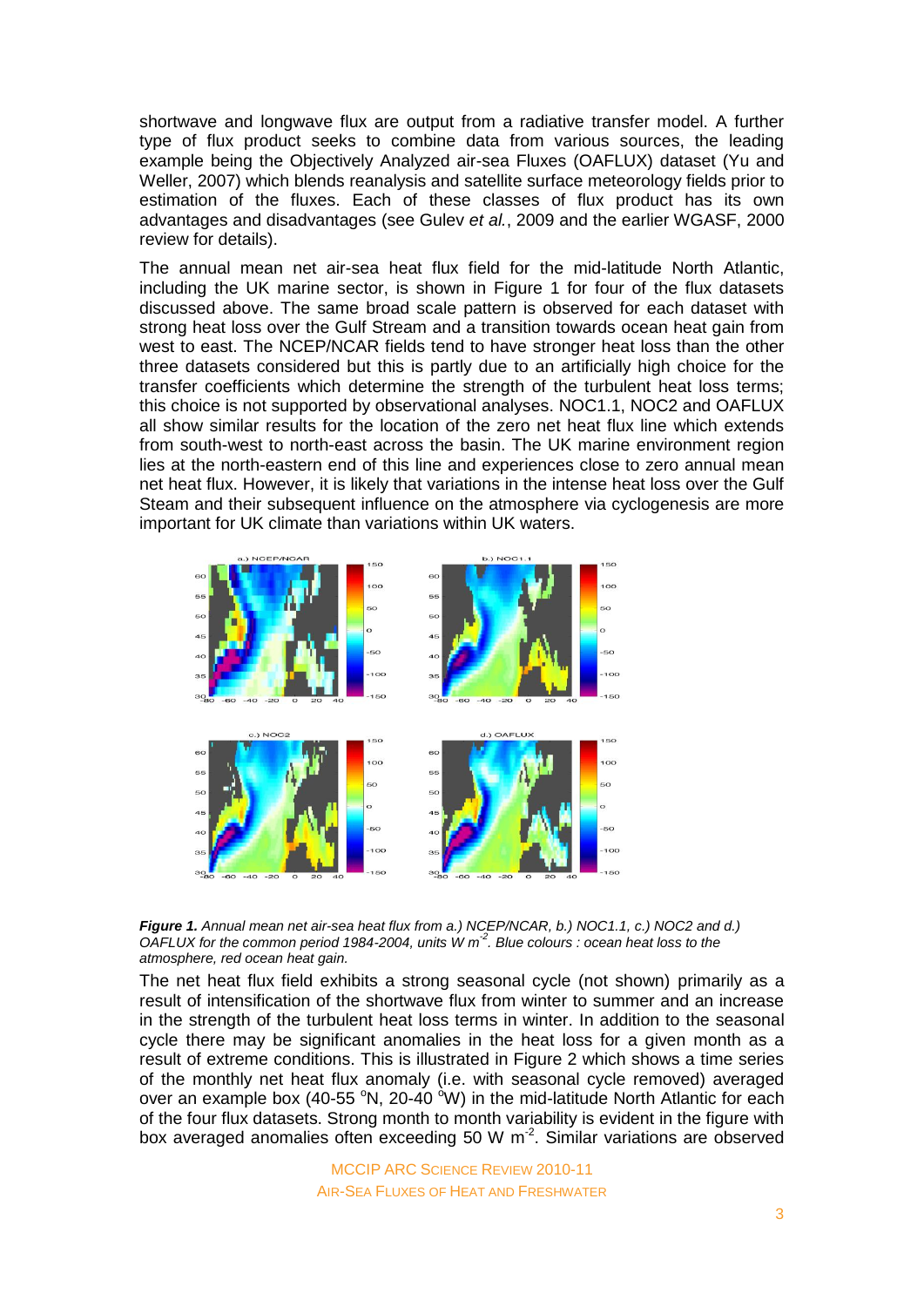shortwave and longwave flux are output from a radiative transfer model. A further type of flux product seeks to combine data from various sources, the leading example being the Objectively Analyzed air-sea Fluxes (OAFLUX) dataset (Yu and Weller, 2007) which blends reanalysis and satellite surface meteorology fields prior to estimation of the fluxes. Each of these classes of flux product has its own advantages and disadvantages (see Gulev *et al.*, 2009 and the earlier WGASF, 2000 review for details).

The annual mean net air-sea heat flux field for the mid-latitude North Atlantic, including the UK marine sector, is shown in Figure 1 for four of the flux datasets discussed above. The same broad scale pattern is observed for each dataset with strong heat loss over the Gulf Stream and a transition towards ocean heat gain from west to east. The NCEP/NCAR fields tend to have stronger heat loss than the other three datasets considered but this is partly due to an artificially high choice for the transfer coefficients which determine the strength of the turbulent heat loss terms; this choice is not supported by observational analyses. NOC1.1, NOC2 and OAFLUX all show similar results for the location of the zero net heat flux line which extends from south-west to north-east across the basin. The UK marine environment region lies at the north-eastern end of this line and experiences close to zero annual mean net heat flux. However, it is likely that variations in the intense heat loss over the Gulf Steam and their subsequent influence on the atmosphere via cyclogenesis are more important for UK climate than variations within UK waters.

***Figure 1.*** *Annual mean net air-sea heat flux from a.) NCEP/NCAR, b.) NOC1.1, c.) NOC2 and d.) OAFLUX for the common period 1984-2004, units W m$^{-2}$. Blue colours : ocean heat loss to the atmosphere, red ocean heat gain.*

The net heat flux field exhibits a strong seasonal cycle (not shown) primarily as a result of intensification of the shortwave flux from winter to summer and an increase in the strength of the turbulent heat loss terms in winter. In addition to the seasonal cycle there may be significant anomalies in the heat loss for a given month as a result of extreme conditions. This is illustrated in Figure 2 which shows a time series of the monthly net heat flux anomaly (i.e. with seasonal cycle removed) averaged over an example box (40-55 $^{o}$N, 20-40 $^{o}$W) in the mid-latitude North Atlantic for each of the four flux datasets. Strong month to month variability is evident in the figure with box averaged anomalies often exceeding 50 W m$^{-2}$. Similar variations are observed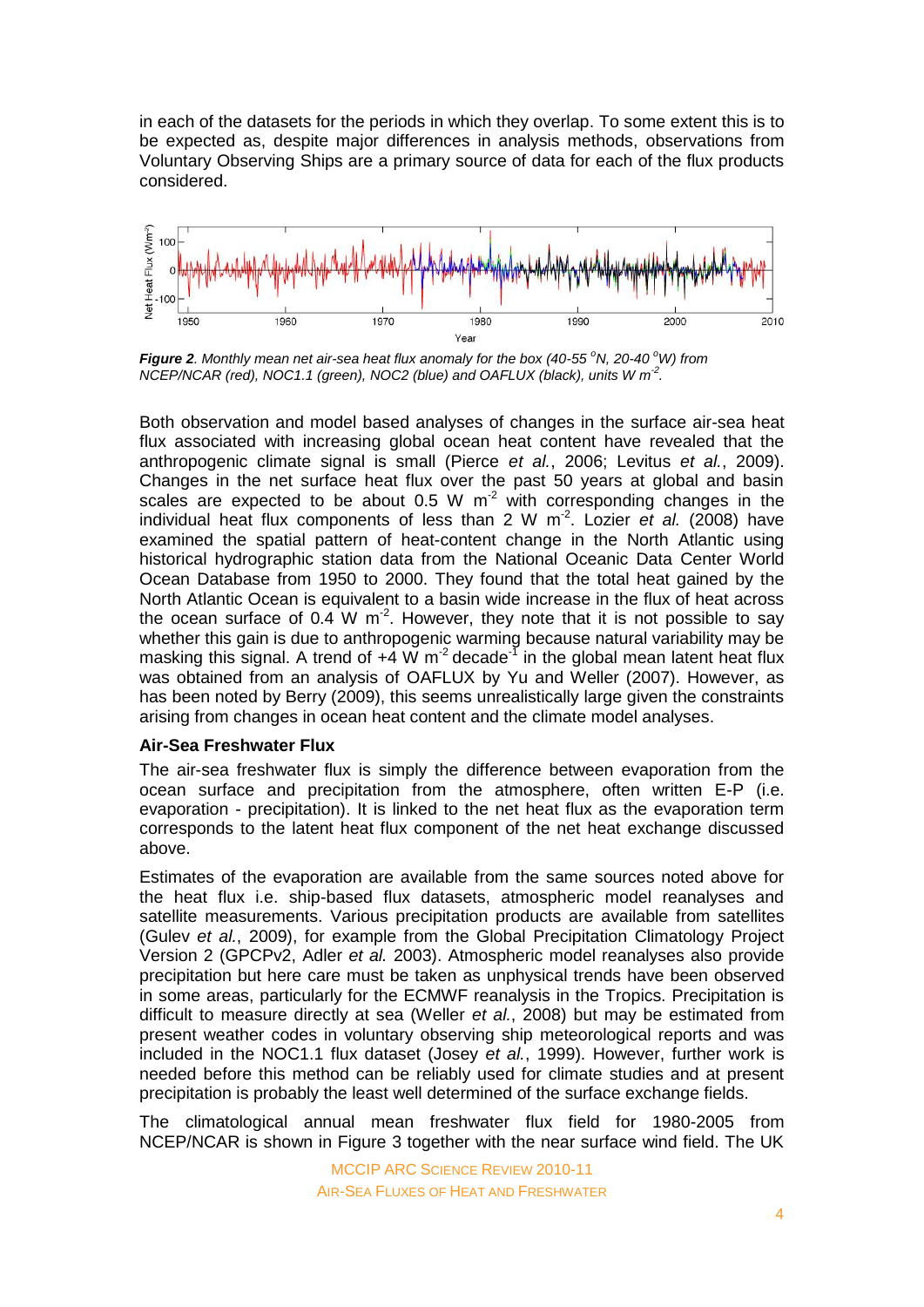in each of the datasets for the periods in which they overlap. To some extent this is to be expected as, despite major differences in analysis methods, observations from Voluntary Observing Ships are a primary source of data for each of the flux products considered.

***Figure 2**. Monthly mean net air-sea heat flux anomaly for the box (40-55 °N, 20-40 °W) from NCEP/NCAR (red), NOC1.1 (green), NOC2 (blue) and OAFLUX (black), units W $m^{-2}$.*

Both observation and model based analyses of changes in the surface air-sea heat flux associated with increasing global ocean heat content have revealed that the anthropogenic climate signal is small (Pierce *et al.*, 2006; Levitus *et al.*, 2009). Changes in the net surface heat flux over the past 50 years at global and basin scales are expected to be about 0.5 W $m^{-2}$ with corresponding changes in the individual heat flux components of less than 2 W $m^{-2}$. Lozier *et al.* (2008) have examined the spatial pattern of heat-content change in the North Atlantic using historical hydrographic station data from the National Oceanic Data Center World Ocean Database from 1950 to 2000. They found that the total heat gained by the North Atlantic Ocean is equivalent to a basin wide increase in the flux of heat across the ocean surface of 0.4 W $m^{-2}$. However, they note that it is not possible to say whether this gain is due to anthropogenic warming because natural variability may be masking this signal. A trend of +4 W $m^{-2}$ $decade^{-1}$ in the global mean latent heat flux was obtained from an analysis of OAFLUX by Yu and Weller (2007). However, as has been noted by Berry (2009), this seems unrealistically large given the constraints arising from changes in ocean heat content and the climate model analyses.

**Air-Sea Freshwater Flux**

The air-sea freshwater flux is simply the difference between evaporation from the ocean surface and precipitation from the atmosphere, often written E-P (i.e. evaporation - precipitation). It is linked to the net heat flux as the evaporation term corresponds to the latent heat flux component of the net heat exchange discussed above.

Estimates of the evaporation are available from the same sources noted above for the heat flux i.e. ship-based flux datasets, atmospheric model reanalyses and satellite measurements. Various precipitation products are available from satellites (Gulev *et al.*, 2009), for example from the Global Precipitation Climatology Project Version 2 (GPCPv2, Adler *et al.* 2003). Atmospheric model reanalyses also provide precipitation but here care must be taken as unphysical trends have been observed in some areas, particularly for the ECMWF reanalysis in the Tropics. Precipitation is difficult to measure directly at sea (Weller *et al.*, 2008) but may be estimated from present weather codes in voluntary observing ship meteorological reports and was included in the NOC1.1 flux dataset (Josey *et al.*, 1999). However, further work is needed before this method can be reliably used for climate studies and at present precipitation is probably the least well determined of the surface exchange fields.

The climatological annual mean freshwater flux field for 1980-2005 from NCEP/NCAR is shown in Figure 3 together with the near surface wind field. The UK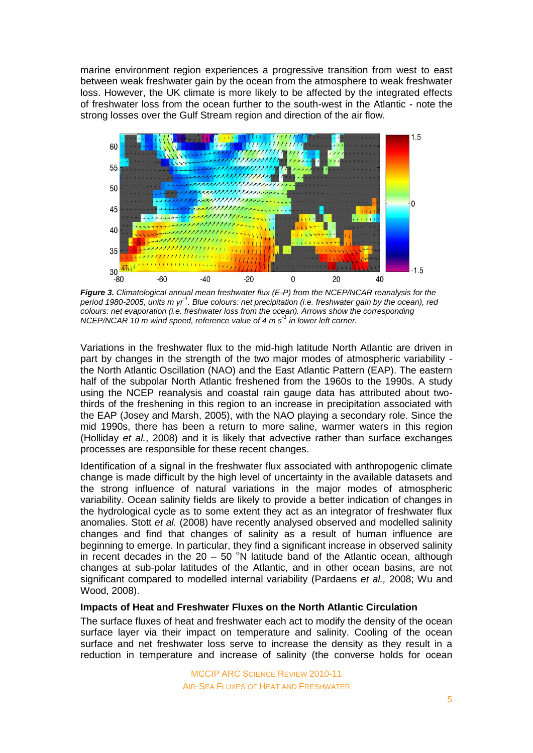marine environment region experiences a progressive transition from west to east between weak freshwater gain by the ocean from the atmosphere to weak freshwater loss. However, the UK climate is more likely to be affected by the integrated effects of freshwater loss from the ocean further to the south-west in the Atlantic - note the strong losses over the Gulf Stream region and direction of the air flow.

***Figure 3.*** *Climatological annual mean freshwater flux (E-P) from the NCEP/NCAR reanalysis for the period 1980-2005, units m yr$^{-1}$. Blue colours: net precipitation (i.e. freshwater gain by the ocean), red colours: net evaporation (i.e. freshwater loss from the ocean). Arrows show the corresponding NCEP/NCAR 10 m wind speed, reference value of 4 m s$^{-1}$ in lower left corner.*

Variations in the freshwater flux to the mid-high latitude North Atlantic are driven in part by changes in the strength of the two major modes of atmospheric variability - the North Atlantic Oscillation (NAO) and the East Atlantic Pattern (EAP). The eastern half of the subpolar North Atlantic freshened from the 1960s to the 1990s. A study using the NCEP reanalysis and coastal rain gauge data has attributed about two-thirds of the freshening in this region to an increase in precipitation associated with the EAP (Josey and Marsh, 2005), with the NAO playing a secondary role. Since the mid 1990s, there has been a return to more saline, warmer waters in this region (Holliday *et al.*, 2008) and it is likely that advective rather than surface exchanges processes are responsible for these recent changes.

Identification of a signal in the freshwater flux associated with anthropogenic climate change is made difficult by the high level of uncertainty in the available datasets and the strong influence of natural variations in the major modes of atmospheric variability. Ocean salinity fields are likely to provide a better indication of changes in the hydrological cycle as to some extent they act as an integrator of freshwater flux anomalies. Stott *et al.* (2008) have recently analysed observed and modelled salinity changes and find that changes of salinity as a result of human influence are beginning to emerge. In particular, they find a significant increase in observed salinity in recent decades in the 20 – 50 $^{o}$N latitude band of the Atlantic ocean, although changes at sub-polar latitudes of the Atlantic, and in other ocean basins, are not significant compared to modelled internal variability (Pardaens *et al.,* 2008; Wu and Wood, 2008).

**Impacts of Heat and Freshwater Fluxes on the North Atlantic Circulation**

The surface fluxes of heat and freshwater each act to modify the density of the ocean surface layer via their impact on temperature and salinity. Cooling of the ocean surface and net freshwater loss serve to increase the density as they result in a reduction in temperature and increase of salinity (the converse holds for ocean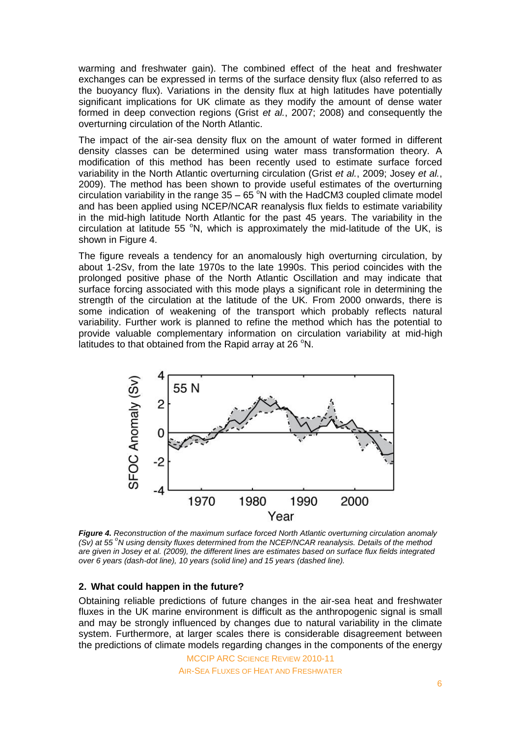warming and freshwater gain). The combined effect of the heat and freshwater exchanges can be expressed in terms of the surface density flux (also referred to as the buoyancy flux). Variations in the density flux at high latitudes have potentially significant implications for UK climate as they modify the amount of dense water formed in deep convection regions (Grist *et al.*, 2007; 2008) and consequently the overturning circulation of the North Atlantic.

The impact of the air-sea density flux on the amount of water formed in different density classes can be determined using water mass transformation theory. A modification of this method has been recently used to estimate surface forced variability in the North Atlantic overturning circulation (Grist *et al.*, 2009; Josey *et al.*, 2009). The method has been shown to provide useful estimates of the overturning circulation variability in the range 35 – 65 $^{o}$N with the HadCM3 coupled climate model and has been applied using NCEP/NCAR reanalysis flux fields to estimate variability in the mid-high latitude North Atlantic for the past 45 years. The variability in the circulation at latitude 55 $^{o}$N, which is approximately the mid-latitude of the UK, is shown in Figure 4.

The figure reveals a tendency for an anomalously high overturning circulation, by about 1-2Sv, from the late 1970s to the late 1990s. This period coincides with the prolonged positive phase of the North Atlantic Oscillation and may indicate that surface forcing associated with this mode plays a significant role in determining the strength of the circulation at the latitude of the UK. From 2000 onwards, there is some indication of weakening of the transport which probably reflects natural variability. Further work is planned to refine the method which has the potential to provide valuable complementary information on circulation variability at mid-high latitudes to that obtained from the Rapid array at 26 $^{o}$N.

***Figure 4.*** *Reconstruction of the maximum surface forced North Atlantic overturning circulation anomaly (Sv) at 55 $^{o}$N using density fluxes determined from the NCEP/NCAR reanalysis. Details of the method are given in Josey et al. (2009), the different lines are estimates based on surface flux fields integrated over 6 years (dash-dot line), 10 years (solid line) and 15 years (dashed line).*

## 2. What could happen in the future?

Obtaining reliable predictions of future changes in the air-sea heat and freshwater fluxes in the UK marine environment is difficult as the anthropogenic signal is small and may be strongly influenced by changes due to natural variability in the climate system. Furthermore, at larger scales there is considerable disagreement between the predictions of climate models regarding changes in the components of the energy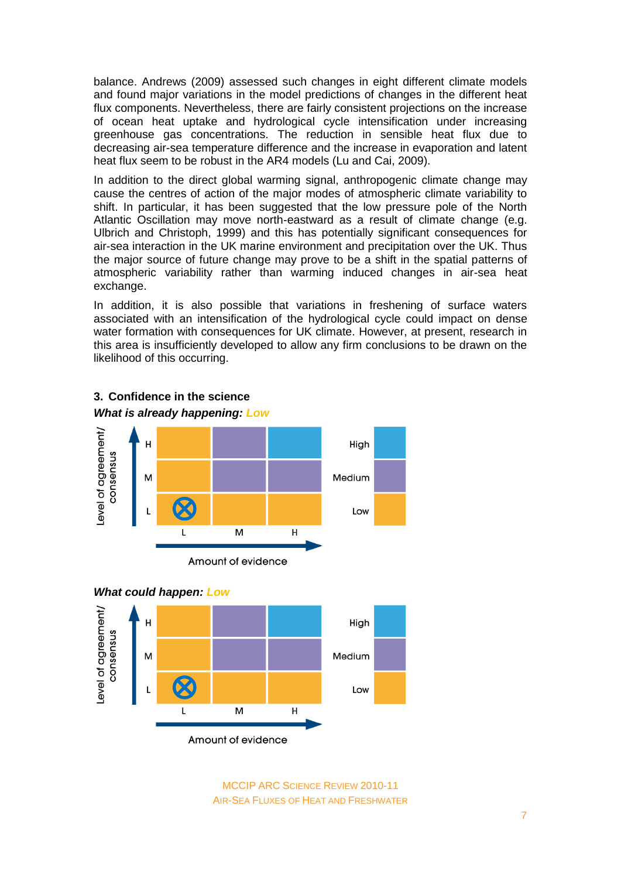balance. Andrews (2009) assessed such changes in eight different climate models and found major variations in the model predictions of changes in the different heat flux components. Nevertheless, there are fairly consistent projections on the increase of ocean heat uptake and hydrological cycle intensification under increasing greenhouse gas concentrations. The reduction in sensible heat flux due to decreasing air-sea temperature difference and the increase in evaporation and latent heat flux seem to be robust in the AR4 models (Lu and Cai, 2009).

In addition to the direct global warming signal, anthropogenic climate change may cause the centres of action of the major modes of atmospheric climate variability to shift. In particular, it has been suggested that the low pressure pole of the North Atlantic Oscillation may move north-eastward as a result of climate change (e.g. Ulbrich and Christoph, 1999) and this has potentially significant consequences for air-sea interaction in the UK marine environment and precipitation over the UK. Thus the major source of future change may prove to be a shift in the spatial patterns of atmospheric variability rather than warming induced changes in air-sea heat exchange.

In addition, it is also possible that variations in freshening of surface waters associated with an intensification of the hydrological cycle could impact on dense water formation with consequences for UK climate. However, at present, research in this area is insufficiently developed to allow any firm conclusions to be drawn on the likelihood of this occurring.

## 3. Confidence in the science

***What is already happening:*** Low

***What could happen:*** Low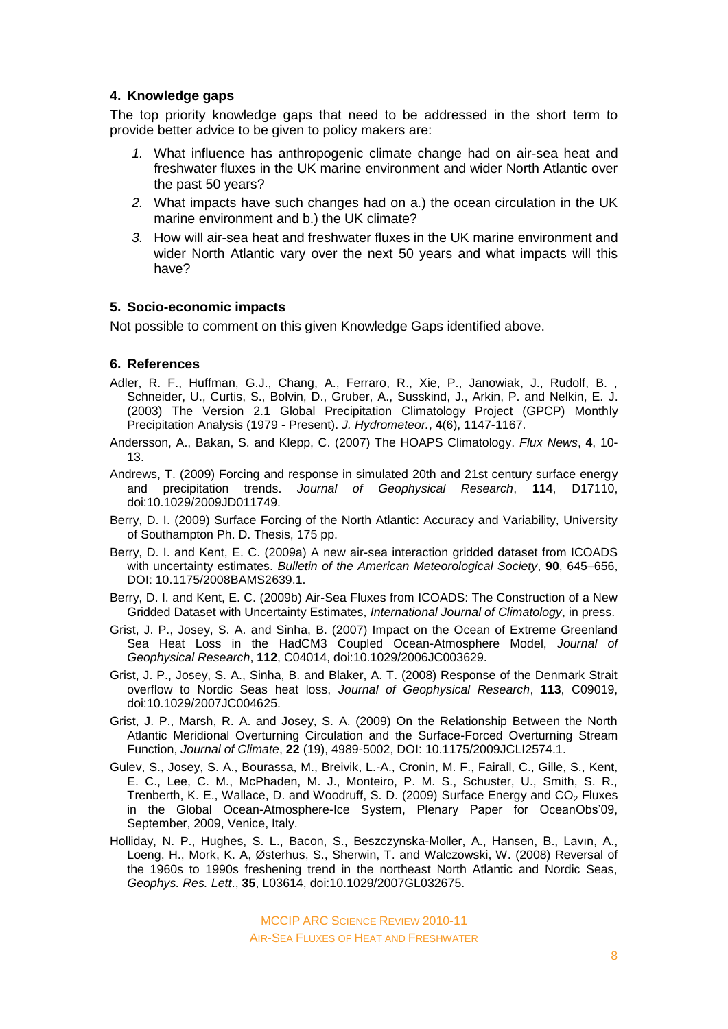## 4. Knowledge gaps

The top priority knowledge gaps that need to be addressed in the short term to provide better advice to be given to policy makers are:

1. What influence has anthropogenic climate change had on air-sea heat and freshwater fluxes in the UK marine environment and wider North Atlantic over the past 50 years?
2. What impacts have such changes had on a.) the ocean circulation in the UK marine environment and b.) the UK climate?
3. How will air-sea heat and freshwater fluxes in the UK marine environment and wider North Atlantic vary over the next 50 years and what impacts will this have?

## 5. Socio-economic impacts

Not possible to comment on this given Knowledge Gaps identified above.

## 6. References

Adler, R. F., Huffman, G.J., Chang, A., Ferraro, R., Xie, P., Janowiak, J., Rudolf, B. , Schneider, U., Curtis, S., Bolvin, D., Gruber, A., Susskind, J., Arkin, P. and Nelkin, E. J. (2003) The Version 2.1 Global Precipitation Climatology Project (GPCP) Monthly Precipitation Analysis (1979 - Present). *J. Hydrometeor.*, **4**(6), 1147-1167.

Andersson, A., Bakan, S. and Klepp, C. (2007) The HOAPS Climatology. *Flux News*, **4**, 10-13.

Andrews, T. (2009) Forcing and response in simulated 20th and 21st century surface energy and precipitation trends. *Journal of Geophysical Research*, **114**, D17110, doi:10.1029/2009JD011749.

Berry, D. I. (2009) Surface Forcing of the North Atlantic: Accuracy and Variability, University of Southampton Ph. D. Thesis, 175 pp.

Berry, D. I. and Kent, E. C. (2009a) A new air-sea interaction gridded dataset from ICOADS with uncertainty estimates. *Bulletin of the American Meteorological Society*, **90**, 645–656, DOI: 10.1175/2008BAMS2639.1.

Berry, D. I. and Kent, E. C. (2009b) Air-Sea Fluxes from ICOADS: The Construction of a New Gridded Dataset with Uncertainty Estimates, *International Journal of Climatology*, in press.

Grist, J. P., Josey, S. A. and Sinha, B. (2007) Impact on the Ocean of Extreme Greenland Sea Heat Loss in the HadCM3 Coupled Ocean-Atmosphere Model, *Journal of Geophysical Research*, **112**, C04014, doi:10.1029/2006JC003629.

Grist, J. P., Josey, S. A., Sinha, B. and Blaker, A. T. (2008) Response of the Denmark Strait overflow to Nordic Seas heat loss, *Journal of Geophysical Research*, **113**, C09019, doi:10.1029/2007JC004625.

Grist, J. P., Marsh, R. A. and Josey, S. A. (2009) On the Relationship Between the North Atlantic Meridional Overturning Circulation and the Surface-Forced Overturning Stream Function, *Journal of Climate*, **22** (19), 4989-5002, DOI: 10.1175/2009JCLI2574.1.

Gulev, S., Josey, S. A., Bourassa, M., Breivik, L.-A., Cronin, M. F., Fairall, C., Gille, S., Kent, E. C., Lee, C. M., McPhaden, M. J., Monteiro, P. M. S., Schuster, U., Smith, S. R., Trenberth, K. E., Wallace, D. and Woodruff, S. D. (2009) Surface Energy and $CO_2$ Fluxes in the Global Ocean-Atmosphere-Ice System, Plenary Paper for OceanObs'09, September, 2009, Venice, Italy.

Holliday, N. P., Hughes, S. L., Bacon, S., Beszczynska-Moller, A., Hansen, B., Lavın, A., Loeng, H., Mork, K. A, Østerhus, S., Sherwin, T. and Walczowski, W. (2008) Reversal of the 1960s to 1990s freshening trend in the northeast North Atlantic and Nordic Seas, *Geophys. Res. Lett*., **35**, L03614, doi:10.1029/2007GL032675.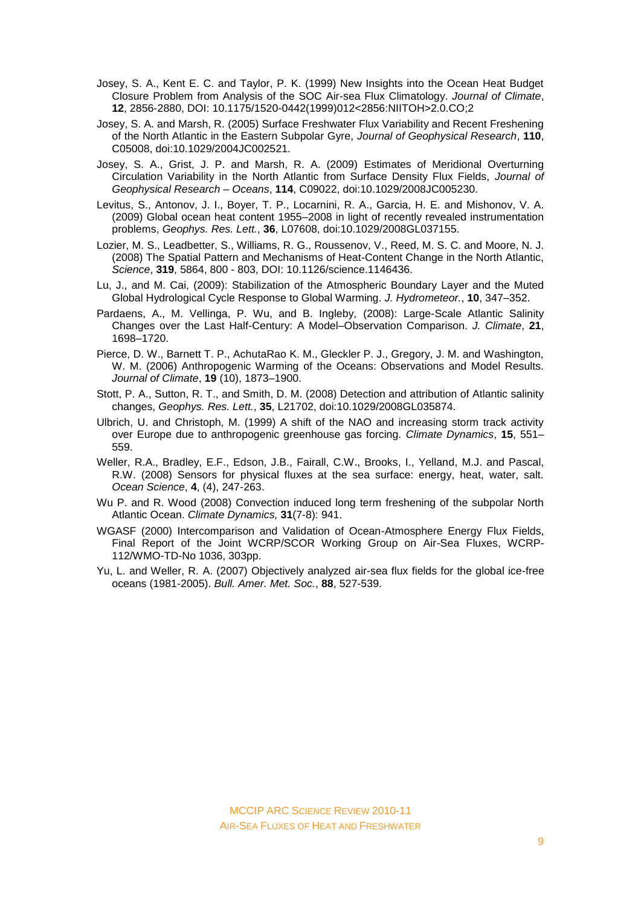Josey, S. A., Kent E. C. and Taylor, P. K. (1999) New Insights into the Ocean Heat Budget Closure Problem from Analysis of the SOC Air-sea Flux Climatology. *Journal of Climate*, **12**, 2856-2880, DOI: 10.1175/1520-0442(1999)012<2856:NIITOH>2.0.CO;2

Josey, S. A. and Marsh, R. (2005) Surface Freshwater Flux Variability and Recent Freshening of the North Atlantic in the Eastern Subpolar Gyre, *Journal of Geophysical Research*, **110**, C05008, doi:10.1029/2004JC002521.

Josey, S. A., Grist, J. P. and Marsh, R. A. (2009) Estimates of Meridional Overturning Circulation Variability in the North Atlantic from Surface Density Flux Fields, *Journal of Geophysical Research – Oceans*, **114**, C09022, doi:10.1029/2008JC005230.

Levitus, S., Antonov, J. I., Boyer, T. P., Locarnini, R. A., Garcia, H. E. and Mishonov, V. A. (2009) Global ocean heat content 1955–2008 in light of recently revealed instrumentation problems, *Geophys. Res. Lett.*, **36**, L07608, doi:10.1029/2008GL037155.

Lozier, M. S., Leadbetter, S., Williams, R. G., Roussenov, V., Reed, M. S. C. and Moore, N. J. (2008) The Spatial Pattern and Mechanisms of Heat-Content Change in the North Atlantic, *Science*, **319**, 5864, 800 - 803, DOI: 10.1126/science.1146436.

Lu, J., and M. Cai, (2009): Stabilization of the Atmospheric Boundary Layer and the Muted Global Hydrological Cycle Response to Global Warming. *J. Hydrometeor.*, **10**, 347–352.

Pardaens, A., M. Vellinga, P. Wu, and B. Ingleby, (2008): Large-Scale Atlantic Salinity Changes over the Last Half-Century: A Model–Observation Comparison. *J. Climate*, **21**, 1698–1720.

Pierce, D. W., Barnett T. P., AchutaRao K. M., Gleckler P. J., Gregory, J. M. and Washington, W. M. (2006) Anthropogenic Warming of the Oceans: Observations and Model Results. *Journal of Climate*, **19** (10), 1873–1900.

Stott, P. A., Sutton, R. T., and Smith, D. M. (2008) Detection and attribution of Atlantic salinity changes, *Geophys. Res. Lett.*, **35**, L21702, doi:10.1029/2008GL035874.

Ulbrich, U. and Christoph, M. (1999) A shift of the NAO and increasing storm track activity over Europe due to anthropogenic greenhouse gas forcing. *Climate Dynamics*, **15**, 551–559.

Weller, R.A., Bradley, E.F., Edson, J.B., Fairall, C.W., Brooks, I., Yelland, M.J. and Pascal, R.W. (2008) Sensors for physical fluxes at the sea surface: energy, heat, water, salt. *Ocean Science*, **4**, (4), 247-263.

Wu P. and R. Wood (2008) Convection induced long term freshening of the subpolar North Atlantic Ocean. *Climate Dynamics,* **31**(7-8): 941.

WGASF (2000) Intercomparison and Validation of Ocean-Atmosphere Energy Flux Fields, Final Report of the Joint WCRP/SCOR Working Group on Air-Sea Fluxes, WCRP-112/WMO-TD-No 1036, 303pp.

Yu, L. and Weller, R. A. (2007) Objectively analyzed air-sea flux fields for the global ice-free oceans (1981-2005). *Bull. Amer. Met. Soc.*, **88**, 527-539.